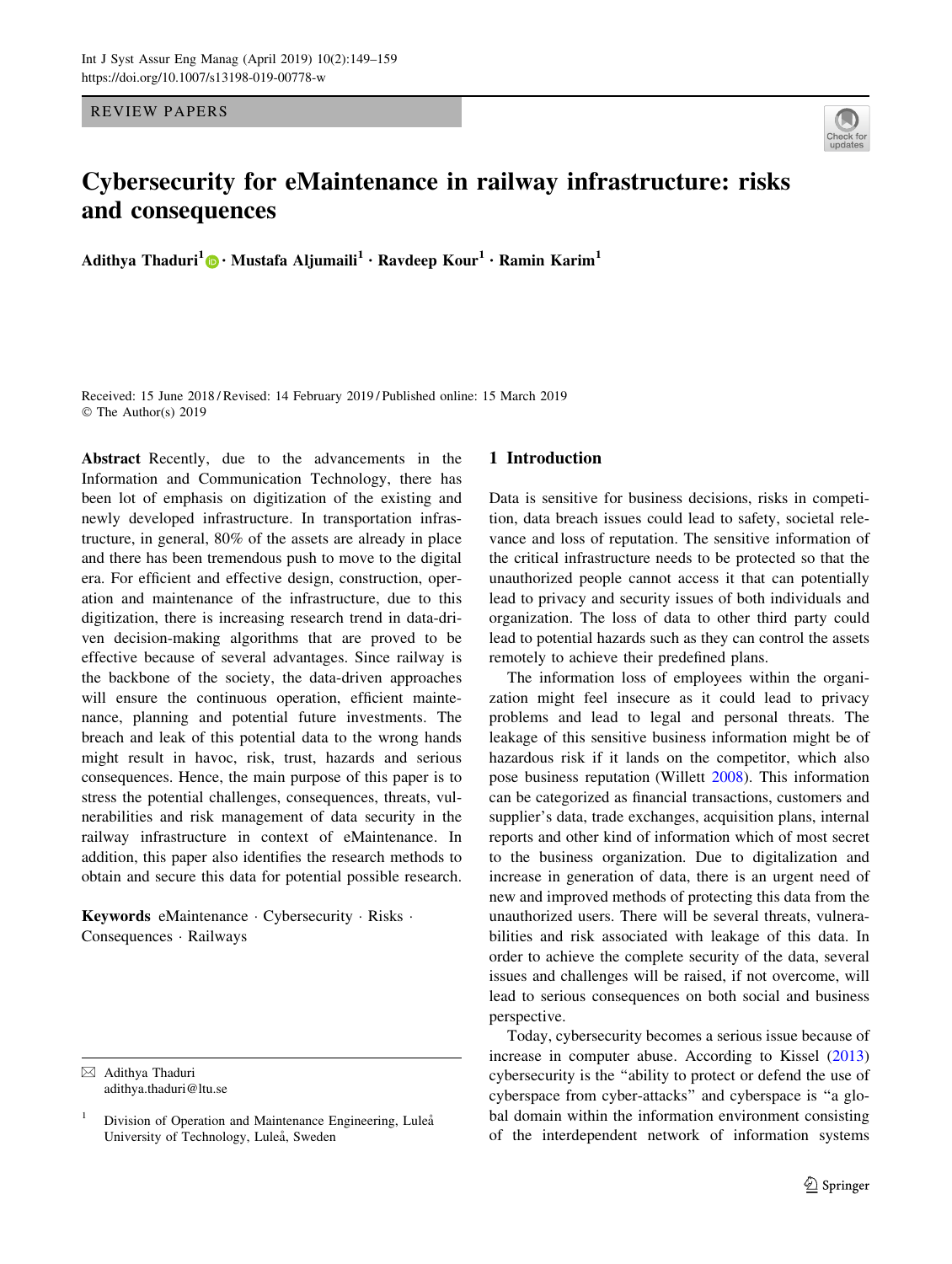REVIEW PAPERS

# Cybersecurity for eMaintenance in railway infrastructure: risks and consequences

**Adithya Thaduri[1] · Mustafa Aljumaili[1] · Ravdeep Kour[1] · Ramin Karim[1]**

Received: 15 June 2018 / Revised: 14 February 2019 / Published online: 15 March 2019
© The Author(s) 2019

**Abstract** Recently, due to the advancements in the Information and Communication Technology, there has been lot of emphasis on digitization of the existing and newly developed infrastructure. In transportation infrastructure, in general, 80% of the assets are already in place and there has been tremendous push to move to the digital era. For efficient and effective design, construction, operation and maintenance of the infrastructure, due to this digitization, there is increasing research trend in data-driven decision-making algorithms that are proved to be effective because of several advantages. Since railway is the backbone of the society, the data-driven approaches will ensure the continuous operation, efficient maintenance, planning and potential future investments. The breach and leak of this potential data to the wrong hands might result in havoc, risk, trust, hazards and serious consequences. Hence, the main purpose of this paper is to stress the potential challenges, consequences, threats, vulnerabilities and risk management of data security in the railway infrastructure in context of eMaintenance. In addition, this paper also identifies the research methods to obtain and secure this data for potential possible research.

**Keywords** eMaintenance · Cybersecurity · Risks · Consequences · Railways

✉ Adithya Thaduri
adithya.thaduri@ltu.se

[1] Division of Operation and Maintenance Engineering, Luleå University of Technology, Luleå, Sweden

## 1 Introduction

Data is sensitive for business decisions, risks in competition, data breach issues could lead to safety, societal relevance and loss of reputation. The sensitive information of the critical infrastructure needs to be protected so that the unauthorized people cannot access it that can potentially lead to privacy and security issues of both individuals and organization. The loss of data to other third party could lead to potential hazards such as they can control the assets remotely to achieve their predefined plans.

The information loss of employees within the organization might feel insecure as it could lead to privacy problems and lead to legal and personal threats. The leakage of this sensitive business information might be of hazardous risk if it lands on the competitor, which also pose business reputation (Willett 2008). This information can be categorized as financial transactions, customers and supplier's data, trade exchanges, acquisition plans, internal reports and other kind of information which of most secret to the business organization. Due to digitalization and increase in generation of data, there is an urgent need of new and improved methods of protecting this data from the unauthorized users. There will be several threats, vulnerabilities and risk associated with leakage of this data. In order to achieve the complete security of the data, several issues and challenges will be raised, if not overcome, will lead to serious consequences on both social and business perspective.

Today, cybersecurity becomes a serious issue because of increase in computer abuse. According to Kissel (2013) cybersecurity is the "ability to protect or defend the use of cyberspace from cyber-attacks" and cyberspace is "a global domain within the information environment consisting of the interdependent network of information systems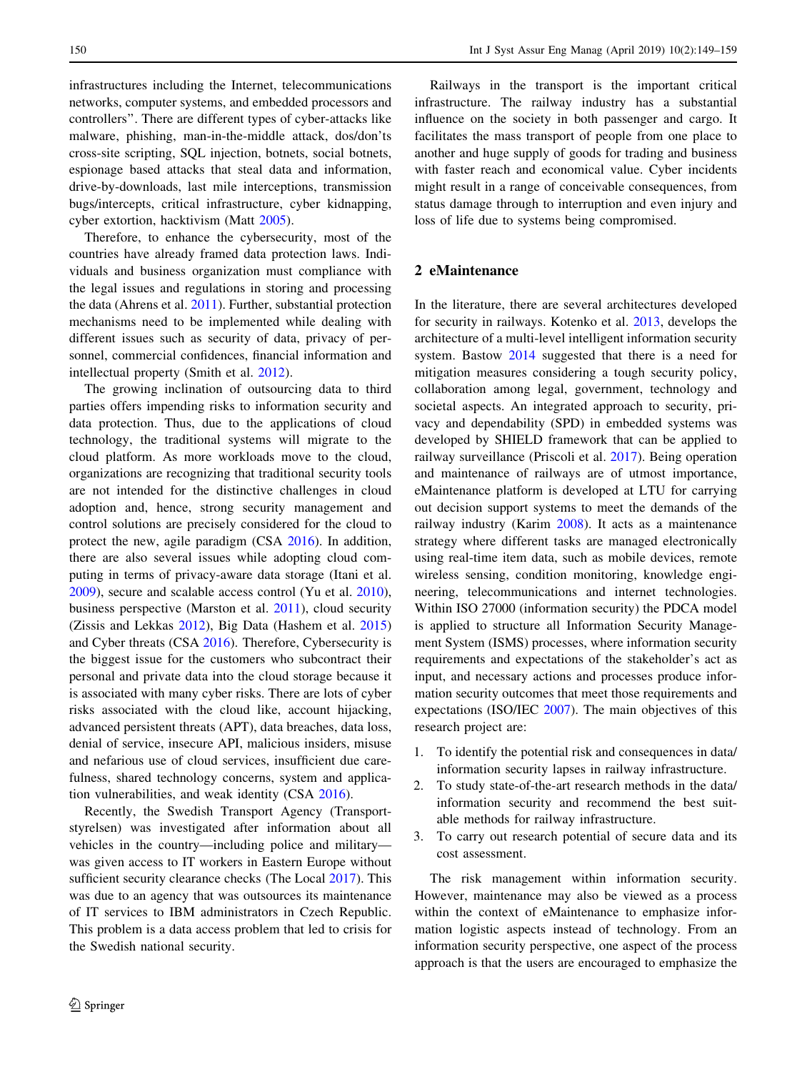infrastructures including the Internet, telecommunications networks, computer systems, and embedded processors and controllers". There are different types of cyber-attacks like malware, phishing, man-in-the-middle attack, dos/don'ts cross-site scripting, SQL injection, botnets, social botnets, espionage based attacks that steal data and information, drive-by-downloads, last mile interceptions, transmission bugs/intercepts, critical infrastructure, cyber kidnapping, cyber extortion, hacktivism (Matt 2005).

Therefore, to enhance the cybersecurity, most of the countries have already framed data protection laws. Individuals and business organization must compliance with the legal issues and regulations in storing and processing the data (Ahrens et al. 2011). Further, substantial protection mechanisms need to be implemented while dealing with different issues such as security of data, privacy of personnel, commercial confidences, financial information and intellectual property (Smith et al. 2012).

The growing inclination of outsourcing data to third parties offers impending risks to information security and data protection. Thus, due to the applications of cloud technology, the traditional systems will migrate to the cloud platform. As more workloads move to the cloud, organizations are recognizing that traditional security tools are not intended for the distinctive challenges in cloud adoption and, hence, strong security management and control solutions are precisely considered for the cloud to protect the new, agile paradigm (CSA 2016). In addition, there are also several issues while adopting cloud computing in terms of privacy-aware data storage (Itani et al. 2009), secure and scalable access control (Yu et al. 2010), business perspective (Marston et al. 2011), cloud security (Zissis and Lekkas 2012), Big Data (Hashem et al. 2015) and Cyber threats (CSA 2016). Therefore, Cybersecurity is the biggest issue for the customers who subcontract their personal and private data into the cloud storage because it is associated with many cyber risks. There are lots of cyber risks associated with the cloud like, account hijacking, advanced persistent threats (APT), data breaches, data loss, denial of service, insecure API, malicious insiders, misuse and nefarious use of cloud services, insufficient due carefulness, shared technology concerns, system and application vulnerabilities, and weak identity (CSA 2016).

Recently, the Swedish Transport Agency (Transportstyrelsen) was investigated after information about all vehicles in the country—including police and military—was given access to IT workers in Eastern Europe without sufficient security clearance checks (The Local 2017). This was due to an agency that was outsources its maintenance of IT services to IBM administrators in Czech Republic. This problem is a data access problem that led to crisis for the Swedish national security.

Railways in the transport is the important critical infrastructure. The railway industry has a substantial influence on the society in both passenger and cargo. It facilitates the mass transport of people from one place to another and huge supply of goods for trading and business with faster reach and economical value. Cyber incidents might result in a range of conceivable consequences, from status damage through to interruption and even injury and loss of life due to systems being compromised.

## 2 eMaintenance

In the literature, there are several architectures developed for security in railways. Kotenko et al. 2013, develops the architecture of a multi-level intelligent information security system. Bastow 2014 suggested that there is a need for mitigation measures considering a tough security policy, collaboration among legal, government, technology and societal aspects. An integrated approach to security, privacy and dependability (SPD) in embedded systems was developed by SHIELD framework that can be applied to railway surveillance (Priscoli et al. 2017). Being operation and maintenance of railways are of utmost importance, eMaintenance platform is developed at LTU for carrying out decision support systems to meet the demands of the railway industry (Karim 2008). It acts as a maintenance strategy where different tasks are managed electronically using real-time item data, such as mobile devices, remote wireless sensing, condition monitoring, knowledge engineering, telecommunications and internet technologies. Within ISO 27000 (information security) the PDCA model is applied to structure all Information Security Management System (ISMS) processes, where information security requirements and expectations of the stakeholder's act as input, and necessary actions and processes produce information security outcomes that meet those requirements and expectations (ISO/IEC 2007). The main objectives of this research project are:

1. To identify the potential risk and consequences in data/information security lapses in railway infrastructure.
2. To study state-of-the-art research methods in the data/information security and recommend the best suitable methods for railway infrastructure.
3. To carry out research potential of secure data and its cost assessment.

The risk management within information security. However, maintenance may also be viewed as a process within the context of eMaintenance to emphasize information logistic aspects instead of technology. From an information security perspective, one aspect of the process approach is that the users are encouraged to emphasize the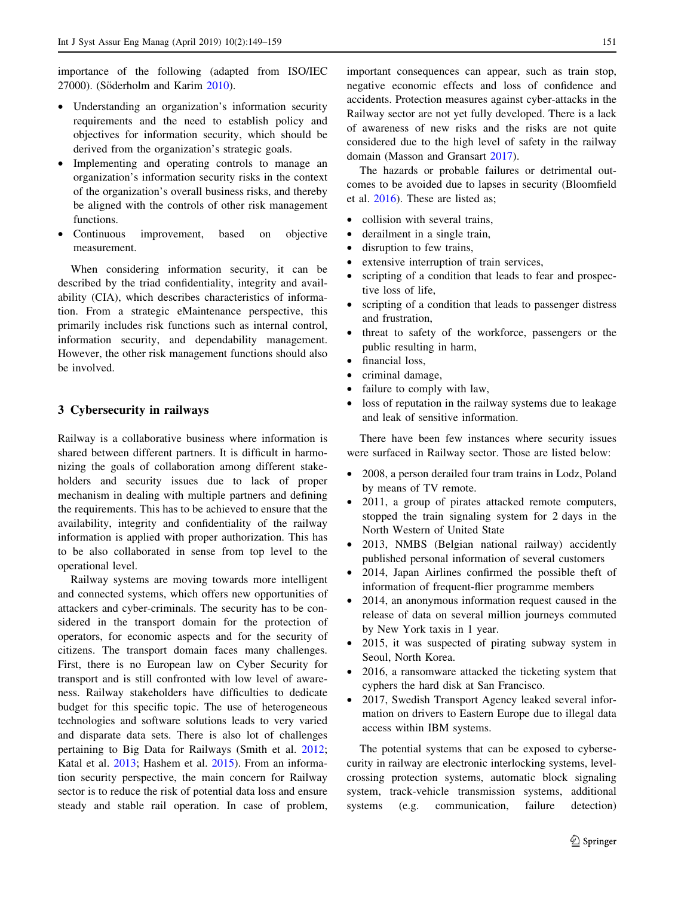importance of the following (adapted from ISO/IEC 27000). (Söderholm and Karim 2010).

- Understanding an organization's information security requirements and the need to establish policy and objectives for information security, which should be derived from the organization's strategic goals.
- Implementing and operating controls to manage an organization's information security risks in the context of the organization's overall business risks, and thereby be aligned with the controls of other risk management functions.
- Continuous improvement, based on objective measurement.

When considering information security, it can be described by the triad confidentiality, integrity and availability (CIA), which describes characteristics of information. From a strategic eMaintenance perspective, this primarily includes risk functions such as internal control, information security, and dependability management. However, the other risk management functions should also be involved.

## 3 Cybersecurity in railways

Railway is a collaborative business where information is shared between different partners. It is difficult in harmonizing the goals of collaboration among different stakeholders and security issues due to lack of proper mechanism in dealing with multiple partners and defining the requirements. This has to be achieved to ensure that the availability, integrity and confidentiality of the railway information is applied with proper authorization. This has to be also collaborated in sense from top level to the operational level.

Railway systems are moving towards more intelligent and connected systems, which offers new opportunities of attackers and cyber-criminals. The security has to be considered in the transport domain for the protection of operators, for economic aspects and for the security of citizens. The transport domain faces many challenges. First, there is no European law on Cyber Security for transport and is still confronted with low level of awareness. Railway stakeholders have difficulties to dedicate budget for this specific topic. The use of heterogeneous technologies and software solutions leads to very varied and disparate data sets. There is also lot of challenges pertaining to Big Data for Railways (Smith et al. 2012; Katal et al. 2013; Hashem et al. 2015). From an information security perspective, the main concern for Railway sector is to reduce the risk of potential data loss and ensure steady and stable rail operation. In case of problem, important consequences can appear, such as train stop, negative economic effects and loss of confidence and accidents. Protection measures against cyber-attacks in the Railway sector are not yet fully developed. There is a lack of awareness of new risks and the risks are not quite considered due to the high level of safety in the railway domain (Masson and Gransart 2017).

The hazards or probable failures or detrimental outcomes to be avoided due to lapses in security (Bloomfield et al. 2016). These are listed as;

- collision with several trains,
- derailment in a single train,
- disruption to few trains,
- extensive interruption of train services,
- scripting of a condition that leads to fear and prospective loss of life,
- scripting of a condition that leads to passenger distress and frustration,
- threat to safety of the workforce, passengers or the public resulting in harm,
- financial loss,
- criminal damage,
- failure to comply with law,
- loss of reputation in the railway systems due to leakage and leak of sensitive information.

There have been few instances where security issues were surfaced in Railway sector. Those are listed below:

- 2008, a person derailed four tram trains in Lodz, Poland by means of TV remote.
- 2011, a group of pirates attacked remote computers, stopped the train signaling system for 2 days in the North Western of United State
- 2013, NMBS (Belgian national railway) accidently published personal information of several customers
- 2014, Japan Airlines confirmed the possible theft of information of frequent-flier programme members
- 2014, an anonymous information request caused in the release of data on several million journeys commuted by New York taxis in 1 year.
- 2015, it was suspected of pirating subway system in Seoul, North Korea.
- 2016, a ransomware attacked the ticketing system that cyphers the hard disk at San Francisco.
- 2017, Swedish Transport Agency leaked several information on drivers to Eastern Europe due to illegal data access within IBM systems.

The potential systems that can be exposed to cybersecurity in railway are electronic interlocking systems, level-crossing protection systems, automatic block signaling system, track-vehicle transmission systems, additional systems (e.g. communication, failure detection)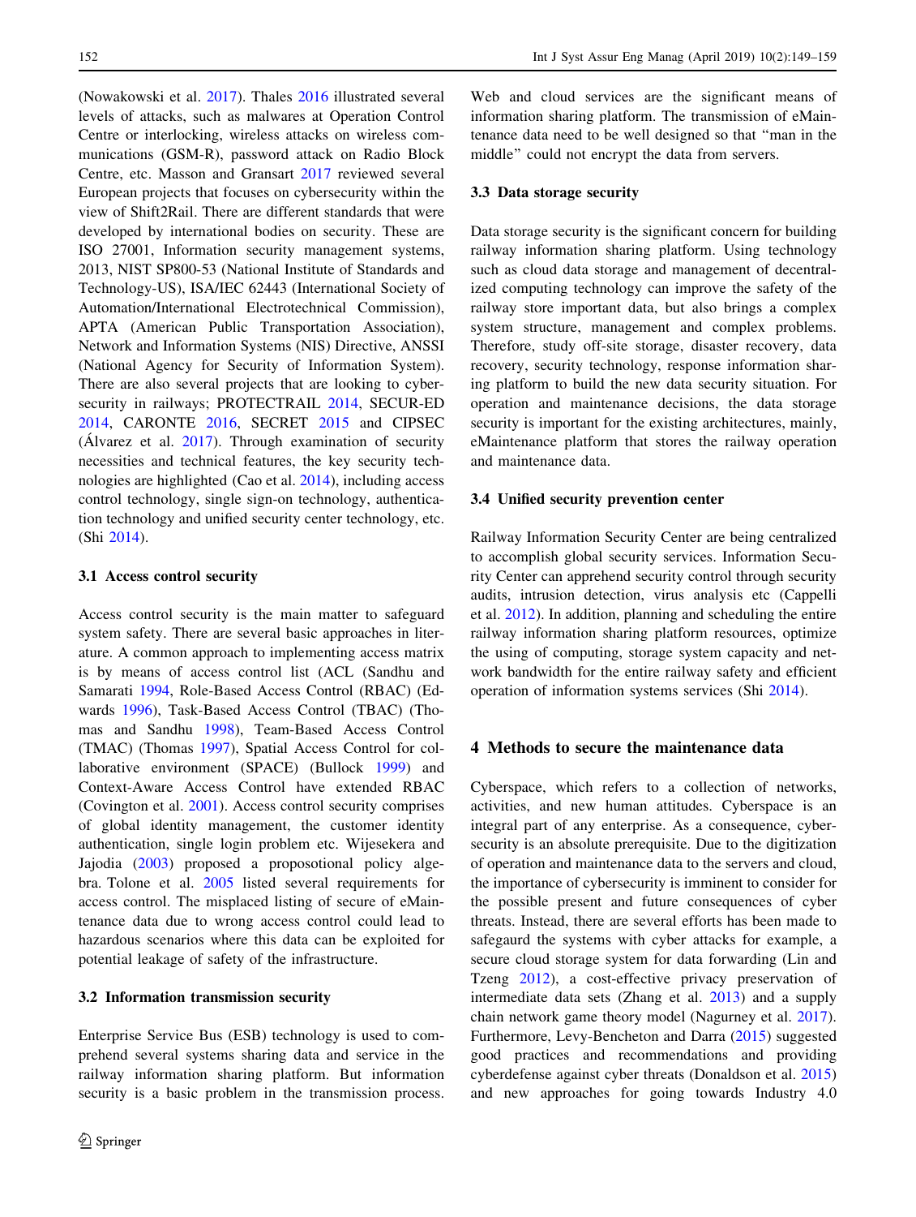(Nowakowski et al. 2017). Thales 2016 illustrated several levels of attacks, such as malwares at Operation Control Centre or interlocking, wireless attacks on wireless communications (GSM-R), password attack on Radio Block Centre, etc. Masson and Gransart 2017 reviewed several European projects that focuses on cybersecurity within the view of Shift2Rail. There are different standards that were developed by international bodies on security. These are ISO 27001, Information security management systems, 2013, NIST SP800-53 (National Institute of Standards and Technology-US), ISA/IEC 62443 (International Society of Automation/International Electrotechnical Commission), APTA (American Public Transportation Association), Network and Information Systems (NIS) Directive, ANSSI (National Agency for Security of Information System). There are also several projects that are looking to cybersecurity in railways; PROTECTRAIL 2014, SECUR-ED 2014, CARONTE 2016, SECRET 2015 and CIPSEC (Álvarez et al. 2017). Through examination of security necessities and technical features, the key security technologies are highlighted (Cao et al. 2014), including access control technology, single sign-on technology, authentication technology and unified security center technology, etc. (Shi 2014).

### 3.1 Access control security

Access control security is the main matter to safeguard system safety. There are several basic approaches in literature. A common approach to implementing access matrix is by means of access control list (ACL (Sandhu and Samarati 1994, Role-Based Access Control (RBAC) (Edwards 1996), Task-Based Access Control (TBAC) (Thomas and Sandhu 1998), Team-Based Access Control (TMAC) (Thomas 1997), Spatial Access Control for collaborative environment (SPACE) (Bullock 1999) and Context-Aware Access Control have extended RBAC (Covington et al. 2001). Access control security comprises of global identity management, the customer identity authentication, single login problem etc. Wijesekera and Jajodia (2003) proposed a proposotional policy algebra. Tolone et al. 2005 listed several requirements for access control. The misplaced listing of secure of eMaintenance data due to wrong access control could lead to hazardous scenarios where this data can be exploited for potential leakage of safety of the infrastructure.

### 3.2 Information transmission security

Enterprise Service Bus (ESB) technology is used to comprehend several systems sharing data and service in the railway information sharing platform. But information security is a basic problem in the transmission process. Web and cloud services are the significant means of information sharing platform. The transmission of eMaintenance data need to be well designed so that "man in the middle" could not encrypt the data from servers.

### 3.3 Data storage security

Data storage security is the significant concern for building railway information sharing platform. Using technology such as cloud data storage and management of decentralized computing technology can improve the safety of the railway store important data, but also brings a complex system structure, management and complex problems. Therefore, study off-site storage, disaster recovery, data recovery, security technology, response information sharing platform to build the new data security situation. For operation and maintenance decisions, the data storage security is important for the existing architectures, mainly, eMaintenance platform that stores the railway operation and maintenance data.

### 3.4 Unified security prevention center

Railway Information Security Center are being centralized to accomplish global security services. Information Security Center can apprehend security control through security audits, intrusion detection, virus analysis etc (Cappelli et al. 2012). In addition, planning and scheduling the entire railway information sharing platform resources, optimize the using of computing, storage system capacity and network bandwidth for the entire railway safety and efficient operation of information systems services (Shi 2014).

## 4 Methods to secure the maintenance data

Cyberspace, which refers to a collection of networks, activities, and new human attitudes. Cyberspace is an integral part of any enterprise. As a consequence, cybersecurity is an absolute prerequisite. Due to the digitization of operation and maintenance data to the servers and cloud, the importance of cybersecurity is imminent to consider for the possible present and future consequences of cyber threats. Instead, there are several efforts has been made to safegaurd the systems with cyber attacks for example, a secure cloud storage system for data forwarding (Lin and Tzeng 2012), a cost-effective privacy preservation of intermediate data sets (Zhang et al. 2013) and a supply chain network game theory model (Nagurney et al. 2017). Furthermore, Levy-Bencheton and Darra (2015) suggested good practices and recommendations and providing cyberdefense against cyber threats (Donaldson et al. 2015) and new approaches for going towards Industry 4.0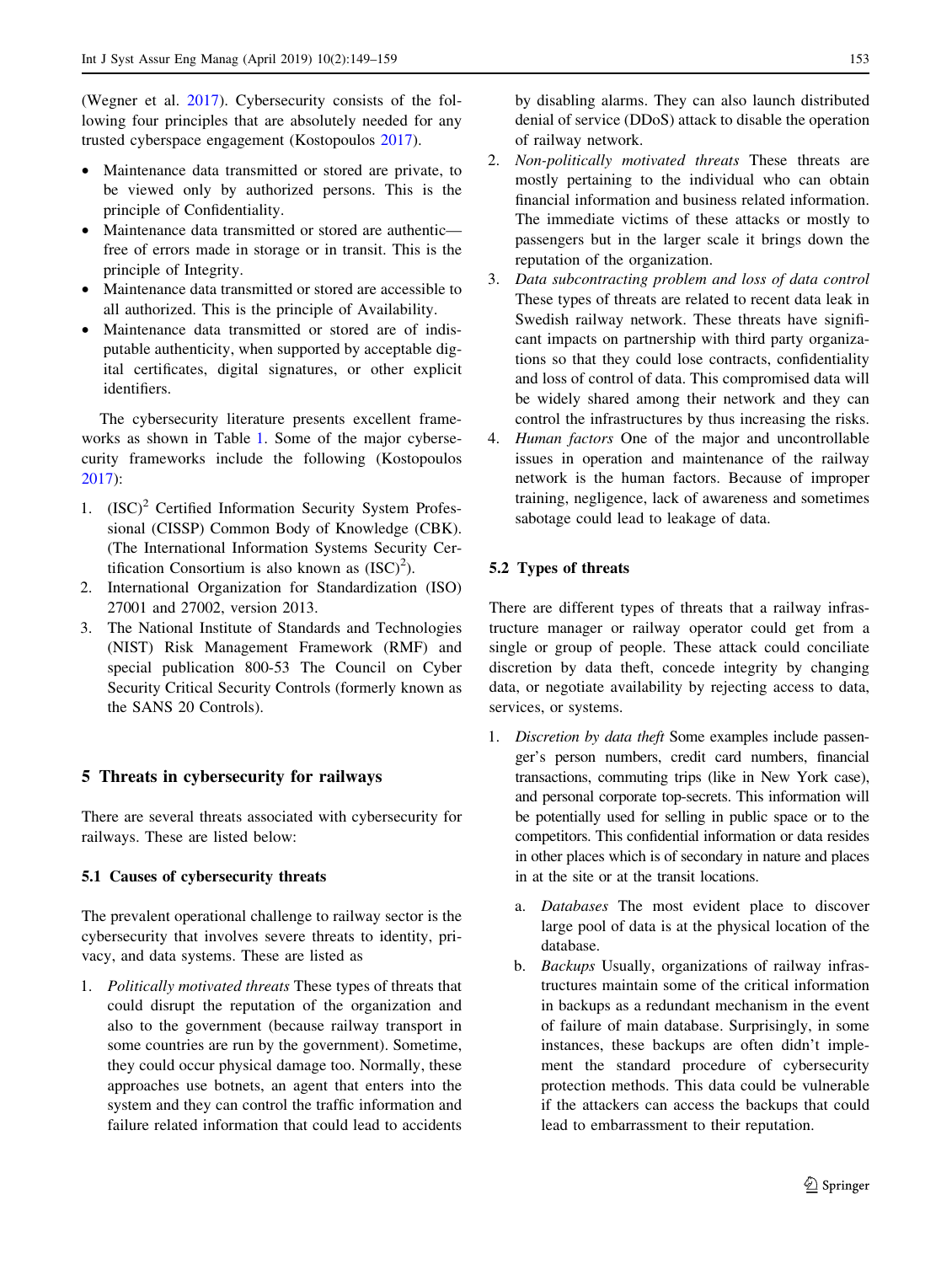(Wegner et al. 2017). Cybersecurity consists of the following four principles that are absolutely needed for any trusted cyberspace engagement (Kostopoulos 2017).

- Maintenance data transmitted or stored are private, to be viewed only by authorized persons. This is the principle of Confidentiality.
- Maintenance data transmitted or stored are authentic—free of errors made in storage or in transit. This is the principle of Integrity.
- Maintenance data transmitted or stored are accessible to all authorized. This is the principle of Availability.
- Maintenance data transmitted or stored are of indisputable authenticity, when supported by acceptable digital certificates, digital signatures, or other explicit identifiers.

The cybersecurity literature presents excellent frameworks as shown in Table 1. Some of the major cybersecurity frameworks include the following (Kostopoulos 2017):

1. (ISC)$^2$ Certified Information Security System Professional (CISSP) Common Body of Knowledge (CBK). (The International Information Systems Security Certification Consortium is also known as (ISC)$^2$).
2. International Organization for Standardization (ISO) 27001 and 27002, version 2013.
3. The National Institute of Standards and Technologies (NIST) Risk Management Framework (RMF) and special publication 800-53 The Council on Cyber Security Critical Security Controls (formerly known as the SANS 20 Controls).

## 5 Threats in cybersecurity for railways

There are several threats associated with cybersecurity for railways. These are listed below:

### 5.1 Causes of cybersecurity threats

The prevalent operational challenge to railway sector is the cybersecurity that involves severe threats to identity, privacy, and data systems. These are listed as

1. *Politically motivated threats* These types of threats that could disrupt the reputation of the organization and also to the government (because railway transport in some countries are run by the government). Sometime, they could occur physical damage too. Normally, these approaches use botnets, an agent that enters into the system and they can control the traffic information and failure related information that could lead to accidents by disabling alarms. They can also launch distributed denial of service (DDoS) attack to disable the operation of railway network.
2. *Non-politically motivated threats* These threats are mostly pertaining to the individual who can obtain financial information and business related information. The immediate victims of these attacks or mostly to passengers but in the larger scale it brings down the reputation of the organization.
3. *Data subcontracting problem and loss of data control* These types of threats are related to recent data leak in Swedish railway network. These threats have significant impacts on partnership with third party organizations so that they could lose contracts, confidentiality and loss of control of data. This compromised data will be widely shared among their network and they can control the infrastructures by thus increasing the risks.
4. *Human factors* One of the major and uncontrollable issues in operation and maintenance of the railway network is the human factors. Because of improper training, negligence, lack of awareness and sometimes sabotage could lead to leakage of data.

### 5.2 Types of threats

There are different types of threats that a railway infrastructure manager or railway operator could get from a single or group of people. These attack could conciliate discretion by data theft, concede integrity by changing data, or negotiate availability by rejecting access to data, services, or systems.

1. *Discretion by data theft* Some examples include passenger's person numbers, credit card numbers, financial transactions, commuting trips (like in New York case), and personal corporate top-secrets. This information will be potentially used for selling in public space or to the competitors. This confidential information or data resides in other places which is of secondary in nature and places in at the site or at the transit locations.
   a. *Databases* The most evident place to discover large pool of data is at the physical location of the database.
   b. *Backups* Usually, organizations of railway infrastructures maintain some of the critical information in backups as a redundant mechanism in the event of failure of main database. Surprisingly, in some instances, these backups are often didn't implement the standard procedure of cybersecurity protection methods. This data could be vulnerable if the attackers can access the backups that could lead to embarrassment to their reputation.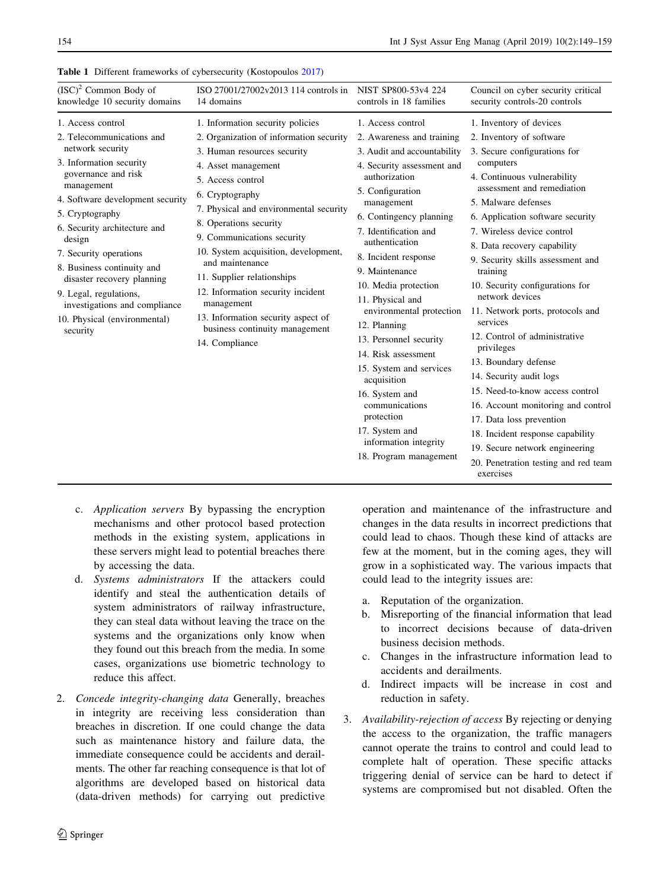**Table 1** Different frameworks of cybersecurity (Kostopoulos 2017)

| $(ISC)^2$ Common Body of knowledge 10 security domains | ISO 27001/27002v2013 114 controls in 14 domains | NIST SP800-53v4 224 controls in 18 families | Council on cyber security critical security controls-20 controls |
|---|---|---|---|
| 1. Access control | 1. Information security policies | 1. Access control | 1. Inventory of devices |
| 2. Telecommunications and network security | 2. Organization of information security | 2. Awareness and training | 2. Inventory of software |
| 3. Information security governance and risk management | 3. Human resources security | 3. Audit and accountability | 3. Secure configurations for computers |
| 4. Software development security | 4. Asset management | 4. Security assessment and authorization | 4. Continuous vulnerability assessment and remediation |
| 5. Cryptography | 5. Access control | 5. Configuration management | 5. Malware defenses |
| 6. Security architecture and design | 6. Cryptography | 6. Contingency planning | 6. Application software security |
| 7. Security operations | 7. Physical and environmental security | 7. Identification and authentication | 7. Wireless device control |
| 8. Business continuity and disaster recovery planning | 8. Operations security | 8. Incident response | 8. Data recovery capability |
| 9. Legal, regulations, investigations and compliance | 9. Communications security | 9. Maintenance | 9. Security skills assessment and training |
| 10. Physical (environmental) security | 10. System acquisition, development, and maintenance | 10. Media protection | 10. Security configurations for network devices |
| | 11. Supplier relationships | 11. Physical and environmental protection | 11. Network ports, protocols and services |
| | 12. Information security incident management | 12. Planning | 12. Control of administrative privileges |
| | 13. Information security aspect of business continuity management | 13. Personnel security | 13. Boundary defense |
| | 14. Compliance | 14. Risk assessment | 14. Security audit logs |
| | | 15. System and services acquisition | 15. Need-to-know access control |
| | | 16. System and communications protection | 16. Account monitoring and control |
| | | 17. System and information integrity | 17. Data loss prevention |
| | | 18. Program management | 18. Incident response capability |
| | | | 19. Secure network engineering |
| | | | 20. Penetration testing and red team exercises |

c. *Application servers* By bypassing the encryption mechanisms and other protocol based protection methods in the existing system, applications in these servers might lead to potential breaches there by accessing the data.

d. *Systems administrators* If the attackers could identify and steal the authentication details of system administrators of railway infrastructure, they can steal data without leaving the trace on the systems and the organizations only know when they found out this breach from the media. In some cases, organizations use biometric technology to reduce this affect.

2. *Concede integrity-changing data* Generally, breaches in integrity are receiving less consideration than breaches in discretion. If one could change the data such as maintenance history and failure data, the immediate consequence could be accidents and derailments. The other far reaching consequence is that lot of algorithms are developed based on historical data (data-driven methods) for carrying out predictive operation and maintenance of the infrastructure and changes in the data results in incorrect predictions that could lead to chaos. Though these kind of attacks are few at the moment, but in the coming ages, they will grow in a sophisticated way. The various impacts that could lead to the integrity issues are:

   a. Reputation of the organization.
   b. Misreporting of the financial information that lead to incorrect decisions because of data-driven business decision methods.
   c. Changes in the infrastructure information lead to accidents and derailments.
   d. Indirect impacts will be increase in cost and reduction in safety.

3. *Availability-rejection of access* By rejecting or denying the access to the organization, the traffic managers cannot operate the trains to control and could lead to complete halt of operation. These specific attacks triggering denial of service can be hard to detect if systems are compromised but not disabled. Often the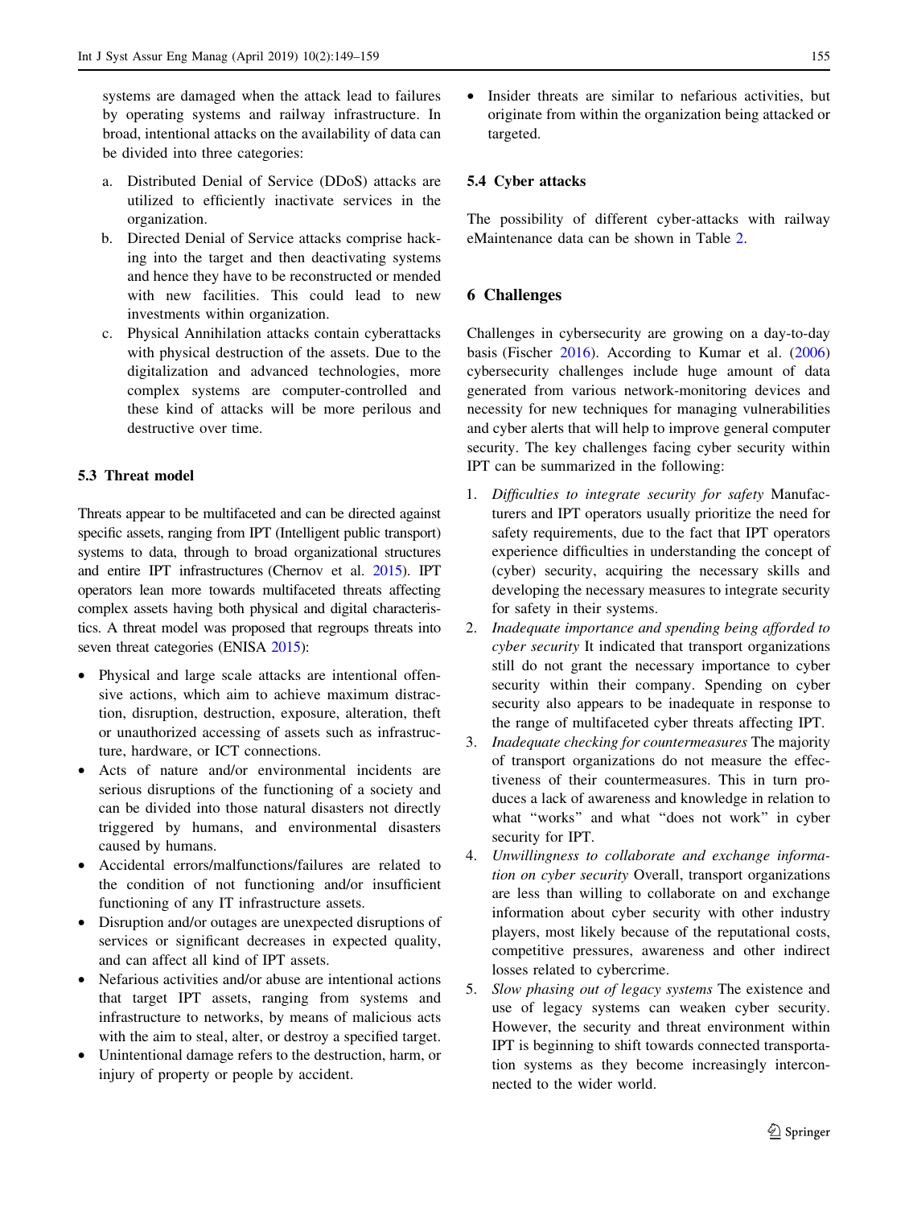systems are damaged when the attack lead to failures by operating systems and railway infrastructure. In broad, intentional attacks on the availability of data can be divided into three categories:

a. Distributed Denial of Service (DDoS) attacks are utilized to efficiently inactivate services in the organization.
b. Directed Denial of Service attacks comprise hacking into the target and then deactivating systems and hence they have to be reconstructed or mended with new facilities. This could lead to new investments within organization.
c. Physical Annihilation attacks contain cyberattacks with physical destruction of the assets. Due to the digitalization and advanced technologies, more complex systems are computer-controlled and these kind of attacks will be more perilous and destructive over time.

### 5.3 Threat model

Threats appear to be multifaceted and can be directed against specific assets, ranging from IPT (Intelligent public transport) systems to data, through to broad organizational structures and entire IPT infrastructures (Chernov et al. 2015). IPT operators lean more towards multifaceted threats affecting complex assets having both physical and digital characteristics. A threat model was proposed that regroups threats into seven threat categories (ENISA 2015):

- Physical and large scale attacks are intentional offensive actions, which aim to achieve maximum distraction, disruption, destruction, exposure, alteration, theft or unauthorized accessing of assets such as infrastructure, hardware, or ICT connections.
- Acts of nature and/or environmental incidents are serious disruptions of the functioning of a society and can be divided into those natural disasters not directly triggered by humans, and environmental disasters caused by humans.
- Accidental errors/malfunctions/failures are related to the condition of not functioning and/or insufficient functioning of any IT infrastructure assets.
- Disruption and/or outages are unexpected disruptions of services or significant decreases in expected quality, and can affect all kind of IPT assets.
- Nefarious activities and/or abuse are intentional actions that target IPT assets, ranging from systems and infrastructure to networks, by means of malicious acts with the aim to steal, alter, or destroy a specified target.
- Unintentional damage refers to the destruction, harm, or injury of property or people by accident.
- Insider threats are similar to nefarious activities, but originate from within the organization being attacked or targeted.

### 5.4 Cyber attacks

The possibility of different cyber-attacks with railway eMaintenance data can be shown in Table 2.

## 6 Challenges

Challenges in cybersecurity are growing on a day-to-day basis (Fischer 2016). According to Kumar et al. (2006) cybersecurity challenges include huge amount of data generated from various network-monitoring devices and necessity for new techniques for managing vulnerabilities and cyber alerts that will help to improve general computer security. The key challenges facing cyber security within IPT can be summarized in the following:

1. *Difficulties to integrate security for safety* Manufacturers and IPT operators usually prioritize the need for safety requirements, due to the fact that IPT operators experience difficulties in understanding the concept of (cyber) security, acquiring the necessary skills and developing the necessary measures to integrate security for safety in their systems.
2. *Inadequate importance and spending being afforded to cyber security* It indicated that transport organizations still do not grant the necessary importance to cyber security within their company. Spending on cyber security also appears to be inadequate in response to the range of multifaceted cyber threats affecting IPT.
3. *Inadequate checking for countermeasures* The majority of transport organizations do not measure the effectiveness of their countermeasures. This in turn produces a lack of awareness and knowledge in relation to what "works" and what "does not work" in cyber security for IPT.
4. *Unwillingness to collaborate and exchange information on cyber security* Overall, transport organizations are less than willing to collaborate on and exchange information about cyber security with other industry players, most likely because of the reputational costs, competitive pressures, awareness and other indirect losses related to cybercrime.
5. *Slow phasing out of legacy systems* The existence and use of legacy systems can weaken cyber security. However, the security and threat environment within IPT is beginning to shift towards connected transportation systems as they become increasingly interconnected to the wider world.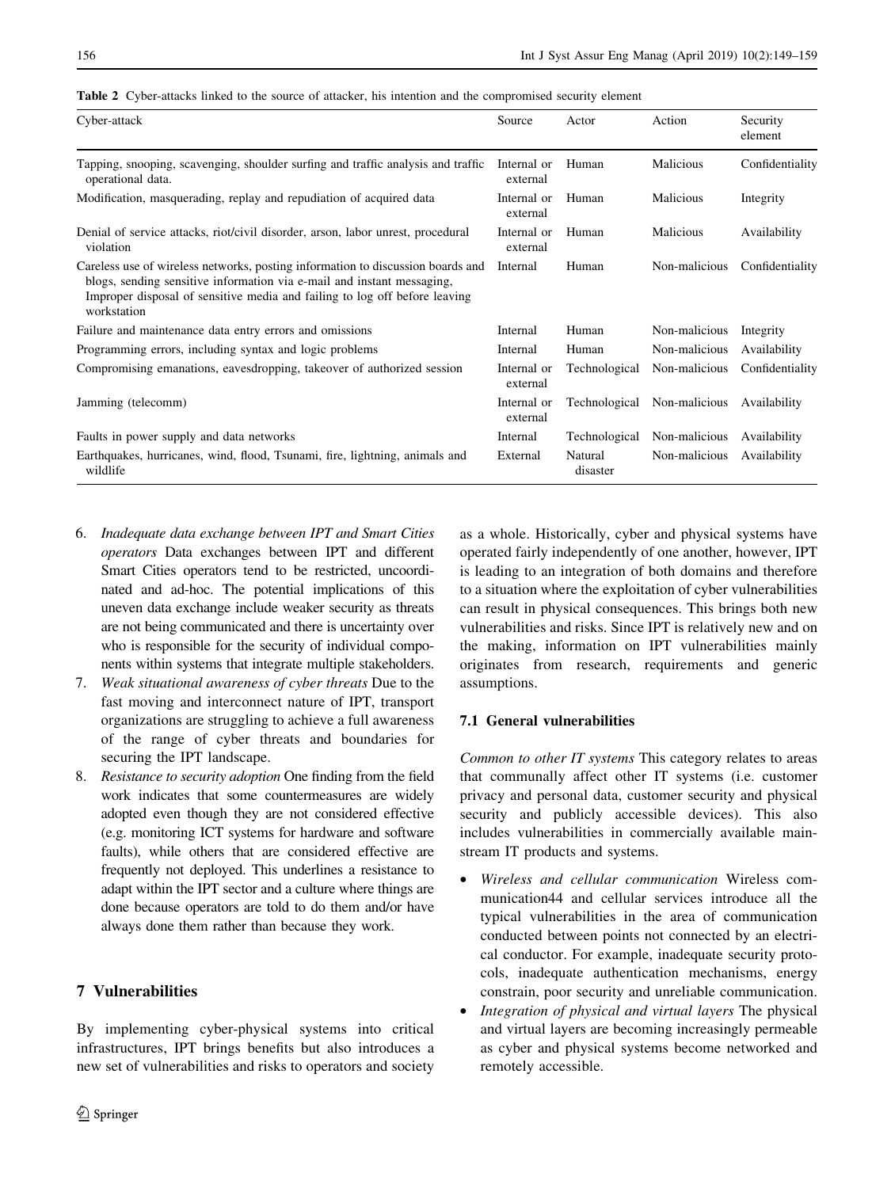**Table 2** Cyber-attacks linked to the source of attacker, his intention and the compromised security element

| Cyber-attack | Source | Actor | Action | Security element |
| --- | --- | --- | --- | --- |
| Tapping, snooping, scavenging, shoulder surfing and traffic analysis and traffic operational data. | Internal or external | Human | Malicious | Confidentiality |
| Modification, masquerading, replay and repudiation of acquired data | Internal or external | Human | Malicious | Integrity |
| Denial of service attacks, riot/civil disorder, arson, labor unrest, procedural violation | Internal or external | Human | Malicious | Availability |
| Careless use of wireless networks, posting information to discussion boards and blogs, sending sensitive information via e-mail and instant messaging, Improper disposal of sensitive media and failing to log off before leaving workstation | Internal | Human | Non-malicious | Confidentiality |
| Failure and maintenance data entry errors and omissions | Internal | Human | Non-malicious | Integrity |
| Programming errors, including syntax and logic problems | Internal | Human | Non-malicious | Availability |
| Compromising emanations, eavesdropping, takeover of authorized session | Internal or external | Technological | Non-malicious | Confidentiality |
| Jamming (telecomm) | Internal or external | Technological | Non-malicious | Availability |
| Faults in power supply and data networks | Internal | Technological | Non-malicious | Availability |
| Earthquakes, hurricanes, wind, flood, Tsunami, fire, lightning, animals and wildlife | External | Natural disaster | Non-malicious | Availability |

6. *Inadequate data exchange between IPT and Smart Cities operators* Data exchanges between IPT and different Smart Cities operators tend to be restricted, uncoordinated and ad-hoc. The potential implications of this uneven data exchange include weaker security as threats are not being communicated and there is uncertainty over who is responsible for the security of individual components within systems that integrate multiple stakeholders.
7. *Weak situational awareness of cyber threats* Due to the fast moving and interconnect nature of IPT, transport organizations are struggling to achieve a full awareness of the range of cyber threats and boundaries for securing the IPT landscape.
8. *Resistance to security adoption* One finding from the field work indicates that some countermeasures are widely adopted even though they are not considered effective (e.g. monitoring ICT systems for hardware and software faults), while others that are considered effective are frequently not deployed. This underlines a resistance to adapt within the IPT sector and a culture where things are done because operators are told to do them and/or have always done them rather than because they work.

## 7 Vulnerabilities

By implementing cyber-physical systems into critical infrastructures, IPT brings benefits but also introduces a new set of vulnerabilities and risks to operators and society as a whole. Historically, cyber and physical systems have operated fairly independently of one another, however, IPT is leading to an integration of both domains and therefore to a situation where the exploitation of cyber vulnerabilities can result in physical consequences. This brings both new vulnerabilities and risks. Since IPT is relatively new and on the making, information on IPT vulnerabilities mainly originates from research, requirements and generic assumptions.

### 7.1 General vulnerabilities

*Common to other IT systems* This category relates to areas that communally affect other IT systems (i.e. customer privacy and personal data, customer security and physical security and publicly accessible devices). This also includes vulnerabilities in commercially available mainstream IT products and systems.

- *Wireless and cellular communication* Wireless communication44 and cellular services introduce all the typical vulnerabilities in the area of communication conducted between points not connected by an electrical conductor. For example, inadequate security protocols, inadequate authentication mechanisms, energy constrain, poor security and unreliable communication.
- *Integration of physical and virtual layers* The physical and virtual layers are becoming increasingly permeable as cyber and physical systems become networked and remotely accessible.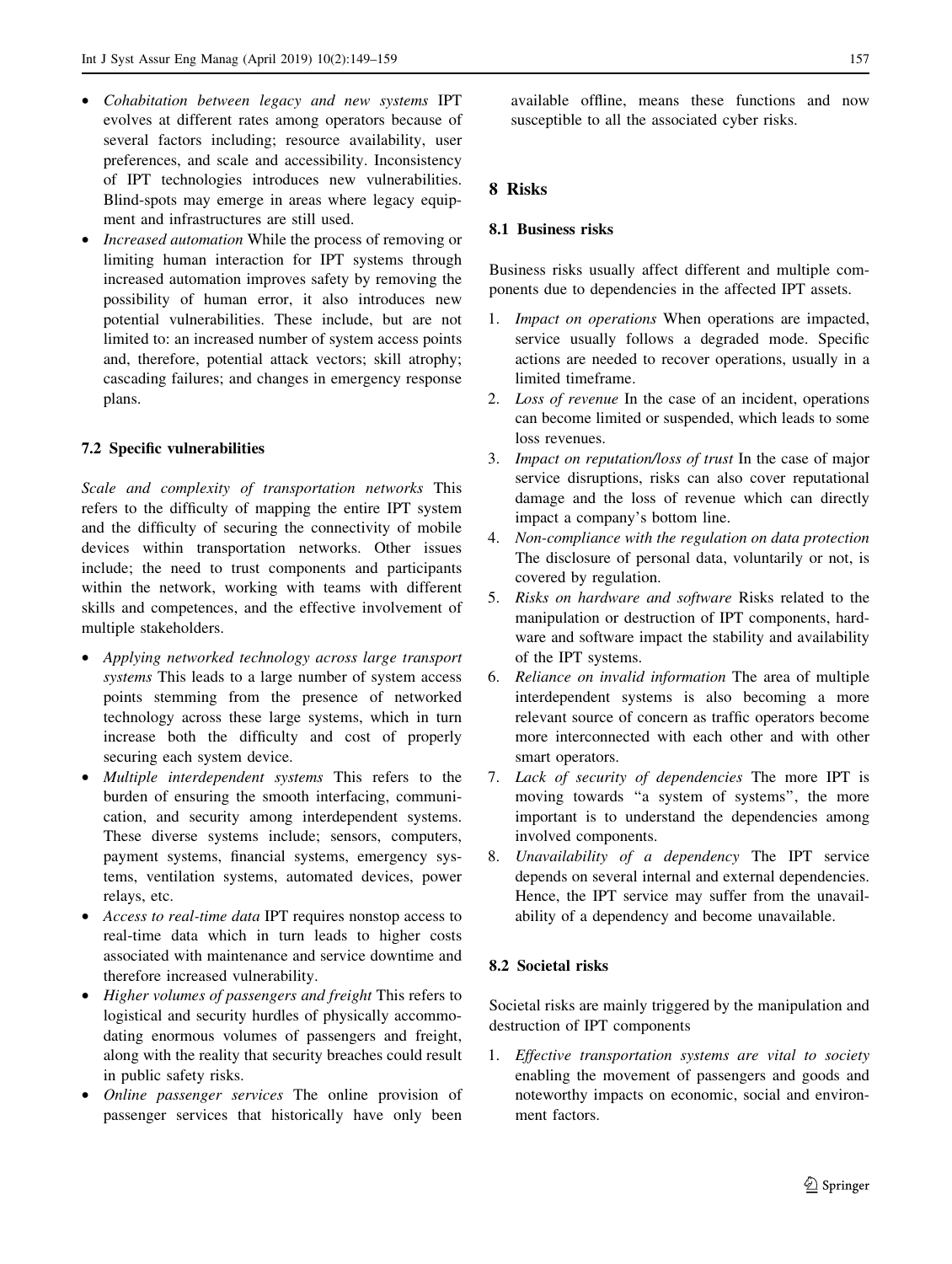- *Cohabitation between legacy and new systems* IPT evolves at different rates among operators because of several factors including; resource availability, user preferences, and scale and accessibility. Inconsistency of IPT technologies introduces new vulnerabilities. Blind-spots may emerge in areas where legacy equipment and infrastructures are still used.
- *Increased automation* While the process of removing or limiting human interaction for IPT systems through increased automation improves safety by removing the possibility of human error, it also introduces new potential vulnerabilities. These include, but are not limited to: an increased number of system access points and, therefore, potential attack vectors; skill atrophy; cascading failures; and changes in emergency response plans.

### 7.2 Specific vulnerabilities

*Scale and complexity of transportation networks* This refers to the difficulty of mapping the entire IPT system and the difficulty of securing the connectivity of mobile devices within transportation networks. Other issues include; the need to trust components and participants within the network, working with teams with different skills and competences, and the effective involvement of multiple stakeholders.

- *Applying networked technology across large transport systems* This leads to a large number of system access points stemming from the presence of networked technology across these large systems, which in turn increase both the difficulty and cost of properly securing each system device.
- *Multiple interdependent systems* This refers to the burden of ensuring the smooth interfacing, communication, and security among interdependent systems. These diverse systems include; sensors, computers, payment systems, financial systems, emergency systems, ventilation systems, automated devices, power relays, etc.
- *Access to real-time data* IPT requires nonstop access to real-time data which in turn leads to higher costs associated with maintenance and service downtime and therefore increased vulnerability.
- *Higher volumes of passengers and freight* This refers to logistical and security hurdles of physically accommodating enormous volumes of passengers and freight, along with the reality that security breaches could result in public safety risks.
- *Online passenger services* The online provision of passenger services that historically have only been available offline, means these functions and now susceptible to all the associated cyber risks.

## 8 Risks

### 8.1 Business risks

Business risks usually affect different and multiple components due to dependencies in the affected IPT assets.

1. *Impact on operations* When operations are impacted, service usually follows a degraded mode. Specific actions are needed to recover operations, usually in a limited timeframe.
2. *Loss of revenue* In the case of an incident, operations can become limited or suspended, which leads to some loss revenues.
3. *Impact on reputation/loss of trust* In the case of major service disruptions, risks can also cover reputational damage and the loss of revenue which can directly impact a company's bottom line.
4. *Non-compliance with the regulation on data protection* The disclosure of personal data, voluntarily or not, is covered by regulation.
5. *Risks on hardware and software* Risks related to the manipulation or destruction of IPT components, hardware and software impact the stability and availability of the IPT systems.
6. *Reliance on invalid information* The area of multiple interdependent systems is also becoming a more relevant source of concern as traffic operators become more interconnected with each other and with other smart operators.
7. *Lack of security of dependencies* The more IPT is moving towards "a system of systems", the more important is to understand the dependencies among involved components.
8. *Unavailability of a dependency* The IPT service depends on several internal and external dependencies. Hence, the IPT service may suffer from the unavailability of a dependency and become unavailable.

### 8.2 Societal risks

Societal risks are mainly triggered by the manipulation and destruction of IPT components

1. *Effective transportation systems are vital to society* enabling the movement of passengers and goods and noteworthy impacts on economic, social and environment factors.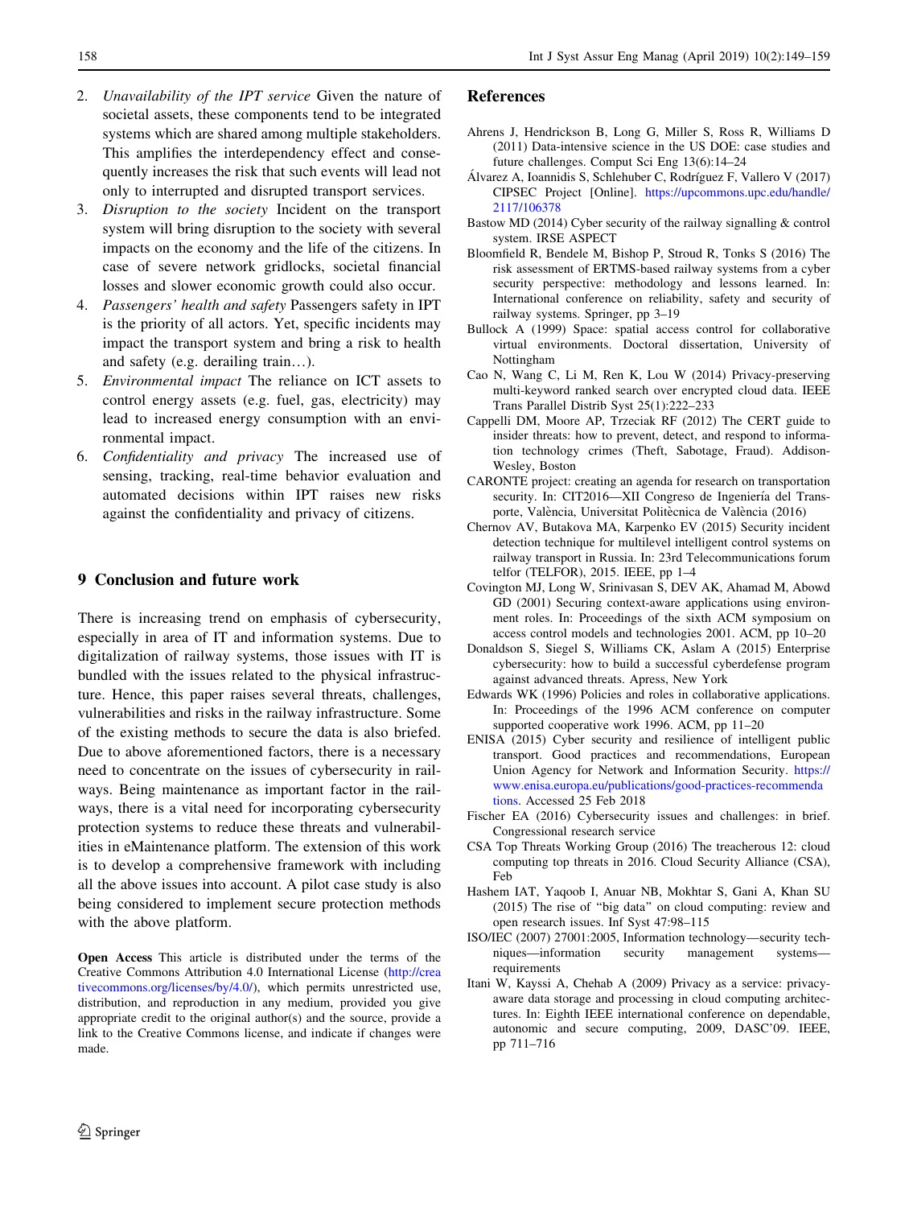2. *Unavailability of the IPT service* Given the nature of societal assets, these components tend to be integrated systems which are shared among multiple stakeholders. This amplifies the interdependency effect and consequently increases the risk that such events will lead not only to interrupted and disrupted transport services.
3. *Disruption to the society* Incident on the transport system will bring disruption to the society with several impacts on the economy and the life of the citizens. In case of severe network gridlocks, societal financial losses and slower economic growth could also occur.
4. *Passengers' health and safety* Passengers safety in IPT is the priority of all actors. Yet, specific incidents may impact the transport system and bring a risk to health and safety (e.g. derailing train…).
5. *Environmental impact* The reliance on ICT assets to control energy assets (e.g. fuel, gas, electricity) may lead to increased energy consumption with an environmental impact.
6. *Confidentiality and privacy* The increased use of sensing, tracking, real-time behavior evaluation and automated decisions within IPT raises new risks against the confidentiality and privacy of citizens.

## 9 Conclusion and future work

There is increasing trend on emphasis of cybersecurity, especially in area of IT and information systems. Due to digitalization of railway systems, those issues with IT is bundled with the issues related to the physical infrastructure. Hence, this paper raises several threats, challenges, vulnerabilities and risks in the railway infrastructure. Some of the existing methods to secure the data is also briefed. Due to above aforementioned factors, there is a necessary need to concentrate on the issues of cybersecurity in railways. Being maintenance as important factor in the railways, there is a vital need for incorporating cybersecurity protection systems to reduce these threats and vulnerabilities in eMaintenance platform. The extension of this work is to develop a comprehensive framework with including all the above issues into account. A pilot case study is also being considered to implement secure protection methods with the above platform.

**Open Access** This article is distributed under the terms of the Creative Commons Attribution 4.0 International License (http://creativecommons.org/licenses/by/4.0/), which permits unrestricted use, distribution, and reproduction in any medium, provided you give appropriate credit to the original author(s) and the source, provide a link to the Creative Commons license, and indicate if changes were made.

## References

Ahrens J, Hendrickson B, Long G, Miller S, Ross R, Williams D (2011) Data-intensive science in the US DOE: case studies and future challenges. Comput Sci Eng 13(6):14–24

Álvarez A, Ioannidis S, Schlehuber C, Rodríguez F, Vallero V (2017) CIPSEC Project [Online]. https://upcommons.upc.edu/handle/2117/106378

Bastow MD (2014) Cyber security of the railway signalling & control system. IRSE ASPECT

Bloomfield R, Bendele M, Bishop P, Stroud R, Tonks S (2016) The risk assessment of ERTMS-based railway systems from a cyber security perspective: methodology and lessons learned. In: International conference on reliability, safety and security of railway systems. Springer, pp 3–19

Bullock A (1999) Space: spatial access control for collaborative virtual environments. Doctoral dissertation, University of Nottingham

Cao N, Wang C, Li M, Ren K, Lou W (2014) Privacy-preserving multi-keyword ranked search over encrypted cloud data. IEEE Trans Parallel Distrib Syst 25(1):222–233

Cappelli DM, Moore AP, Trzeciak RF (2012) The CERT guide to insider threats: how to prevent, detect, and respond to information technology crimes (Theft, Sabotage, Fraud). Addison-Wesley, Boston

CARONTE project: creating an agenda for research on transportation security. In: CIT2016—XII Congreso de Ingeniería del Transporte, València, Universitat Politècnica de València (2016)

Chernov AV, Butakova MA, Karpenko EV (2015) Security incident detection technique for multilevel intelligent control systems on railway transport in Russia. In: 23rd Telecommunications forum telfor (TELFOR), 2015. IEEE, pp 1–4

Covington MJ, Long W, Srinivasan S, DEV AK, Ahamad M, Abowd GD (2001) Securing context-aware applications using environment roles. In: Proceedings of the sixth ACM symposium on access control models and technologies 2001. ACM, pp 10–20

Donaldson S, Siegel S, Williams CK, Aslam A (2015) Enterprise cybersecurity: how to build a successful cyberdefense program against advanced threats. Apress, New York

Edwards WK (1996) Policies and roles in collaborative applications. In: Proceedings of the 1996 ACM conference on computer supported cooperative work 1996. ACM, pp 11–20

ENISA (2015) Cyber security and resilience of intelligent public transport. Good practices and recommendations, European Union Agency for Network and Information Security. https://www.enisa.europa.eu/publications/good-practices-recommendations. Accessed 25 Feb 2018

Fischer EA (2016) Cybersecurity issues and challenges: in brief. Congressional research service

CSA Top Threats Working Group (2016) The treacherous 12: cloud computing top threats in 2016. Cloud Security Alliance (CSA), Feb

Hashem IAT, Yaqoob I, Anuar NB, Mokhtar S, Gani A, Khan SU (2015) The rise of "big data" on cloud computing: review and open research issues. Inf Syst 47:98–115

ISO/IEC (2007) 27001:2005, Information technology—security techniques—information security management systems—requirements

Itani W, Kayssi A, Chehab A (2009) Privacy as a service: privacy-aware data storage and processing in cloud computing architectures. In: Eighth IEEE international conference on dependable, autonomic and secure computing, 2009, DASC'09. IEEE, pp 711–716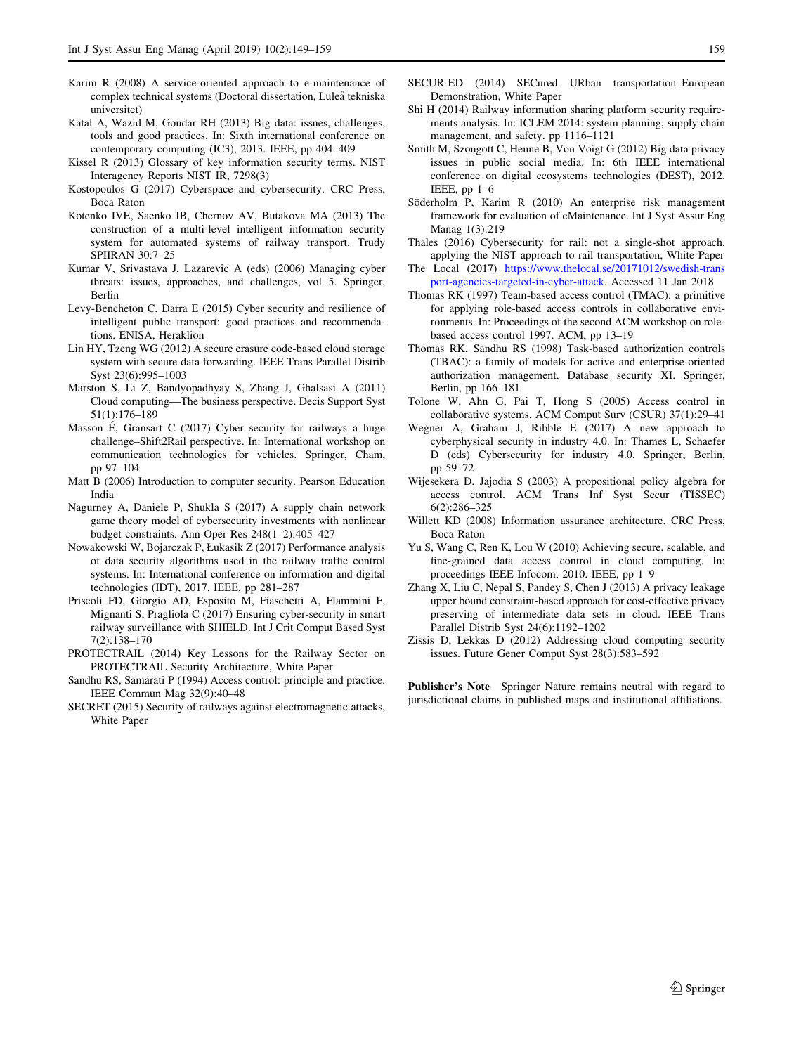Karim R (2008) A service-oriented approach to e-maintenance of complex technical systems (Doctoral dissertation, Luleå tekniska universitet)

Katal A, Wazid M, Goudar RH (2013) Big data: issues, challenges, tools and good practices. In: Sixth international conference on contemporary computing (IC3), 2013. IEEE, pp 404–409

Kissel R (2013) Glossary of key information security terms. NIST Interagency Reports NIST IR, 7298(3)

Kostopoulos G (2017) Cyberspace and cybersecurity. CRC Press, Boca Raton

Kotenko IVE, Saenko IB, Chernov AV, Butakova MA (2013) The construction of a multi-level intelligent information security system for automated systems of railway transport. Trudy SPIIRAN 30:7–25

Kumar V, Srivastava J, Lazarevic A (eds) (2006) Managing cyber threats: issues, approaches, and challenges, vol 5. Springer, Berlin

Levy-Bencheton C, Darra E (2015) Cyber security and resilience of intelligent public transport: good practices and recommendations. ENISA, Heraklion

Lin HY, Tzeng WG (2012) A secure erasure code-based cloud storage system with secure data forwarding. IEEE Trans Parallel Distrib Syst 23(6):995–1003

Marston S, Li Z, Bandyopadhyay S, Zhang J, Ghalsasi A (2011) Cloud computing—The business perspective. Decis Support Syst 51(1):176–189

Masson É, Gransart C (2017) Cyber security for railways–a huge challenge–Shift2Rail perspective. In: International workshop on communication technologies for vehicles. Springer, Cham, pp 97–104

Matt B (2006) Introduction to computer security. Pearson Education India

Nagurney A, Daniele P, Shukla S (2017) A supply chain network game theory model of cybersecurity investments with nonlinear budget constraints. Ann Oper Res 248(1–2):405–427

Nowakowski W, Bojarczak P, Łukasik Z (2017) Performance analysis of data security algorithms used in the railway traffic control systems. In: International conference on information and digital technologies (IDT), 2017. IEEE, pp 281–287

Priscoli FD, Giorgio AD, Esposito M, Fiaschetti A, Flammini F, Mignanti S, Pragliola C (2017) Ensuring cyber-security in smart railway surveillance with SHIELD. Int J Crit Comput Based Syst 7(2):138–170

PROTECTRAIL (2014) Key Lessons for the Railway Sector on PROTECTRAIL Security Architecture, White Paper

Sandhu RS, Samarati P (1994) Access control: principle and practice. IEEE Commun Mag 32(9):40–48

SECRET (2015) Security of railways against electromagnetic attacks, White Paper

SECUR-ED (2014) SECured URban transportation–European Demonstration, White Paper

Shi H (2014) Railway information sharing platform security requirements analysis. In: ICLEM 2014: system planning, supply chain management, and safety. pp 1116–1121

Smith M, Szongott C, Henne B, Von Voigt G (2012) Big data privacy issues in public social media. In: 6th IEEE international conference on digital ecosystems technologies (DEST), 2012. IEEE, pp 1–6

Söderholm P, Karim R (2010) An enterprise risk management framework for evaluation of eMaintenance. Int J Syst Assur Eng Manag 1(3):219

Thales (2016) Cybersecurity for rail: not a single-shot approach, applying the NIST approach to rail transportation, White Paper

The Local (2017) https://www.thelocal.se/20171012/swedish-transport-agencies-targeted-in-cyber-attack. Accessed 11 Jan 2018

Thomas RK (1997) Team-based access control (TMAC): a primitive for applying role-based access controls in collaborative environments. In: Proceedings of the second ACM workshop on role-based access control 1997. ACM, pp 13–19

Thomas RK, Sandhu RS (1998) Task-based authorization controls (TBAC): a family of models for active and enterprise-oriented authorization management. Database security XI. Springer, Berlin, pp 166–181

Tolone W, Ahn G, Pai T, Hong S (2005) Access control in collaborative systems. ACM Comput Surv (CSUR) 37(1):29–41

Wegner A, Graham J, Ribble E (2017) A new approach to cyberphysical security in industry 4.0. In: Thames L, Schaefer D (eds) Cybersecurity for industry 4.0. Springer, Berlin, pp 59–72

Wijesekera D, Jajodia S (2003) A propositional policy algebra for access control. ACM Trans Inf Syst Secur (TISSEC) 6(2):286–325

Willett KD (2008) Information assurance architecture. CRC Press, Boca Raton

Yu S, Wang C, Ren K, Lou W (2010) Achieving secure, scalable, and fine-grained data access control in cloud computing. In: proceedings IEEE Infocom, 2010. IEEE, pp 1–9

Zhang X, Liu C, Nepal S, Pandey S, Chen J (2013) A privacy leakage upper bound constraint-based approach for cost-effective privacy preserving of intermediate data sets in cloud. IEEE Trans Parallel Distrib Syst 24(6):1192–1202

Zissis D, Lekkas D (2012) Addressing cloud computing security issues. Future Gener Comput Syst 28(3):583–592

**Publisher's Note** Springer Nature remains neutral with regard to jurisdictional claims in published maps and institutional affiliations.